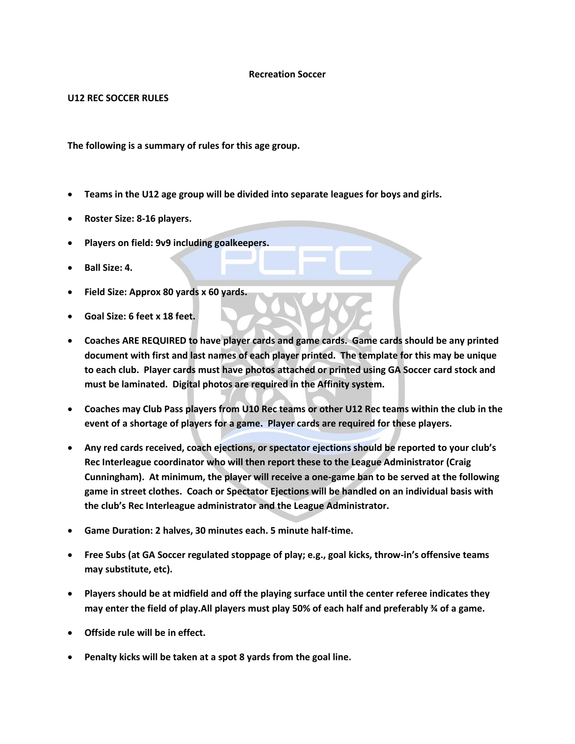**Recreation Soccer**

**U12 REC SOCCER RULES**

**The following is a summary of rules for this age group.**

- **Teams in the U12 age group will be divided into separate leagues for boys and girls.**
- **Roster Size: 8-16 players.**
- **Players on field: 9v9 including goalkeepers.**
- **Ball Size: 4.**
- **Field Size: Approx 80 yards x 60 yards.**
- **Goal Size: 6 feet x 18 feet.**
- **Coaches ARE REQUIRED to have player cards and game cards. Game cards should be any printed document with first and last names of each player printed. The template for this may be unique to each club. Player cards must have photos attached or printed using GA Soccer card stock and must be laminated. Digital photos are required in the Affinity system.**
- **Coaches may Club Pass players from U10 Rec teams or other U12 Rec teams within the club in the event of a shortage of players for a game. Player cards are required for these players.**
- **Any red cards received, coach ejections, or spectator ejections should be reported to your club's Rec Interleague coordinator who will then report these to the League Administrator (Craig Cunningham). At minimum, the player will receive a one-game ban to be served at the following game in street clothes. Coach or Spectator Ejections will be handled on an individual basis with the club's Rec Interleague administrator and the League Administrator.**
- **Game Duration: 2 halves, 30 minutes each. 5 minute half-time.**
- **Free Subs (at GA Soccer regulated stoppage of play; e.g., goal kicks, throw-in's offensive teams may substitute, etc).**
- **Players should be at midfield and off the playing surface until the center referee indicates they may enter the field of play.All players must play 50% of each half and preferably ¾ of a game.**
- **Offside rule will be in effect.**
- **Penalty kicks will be taken at a spot 8 yards from the goal line.**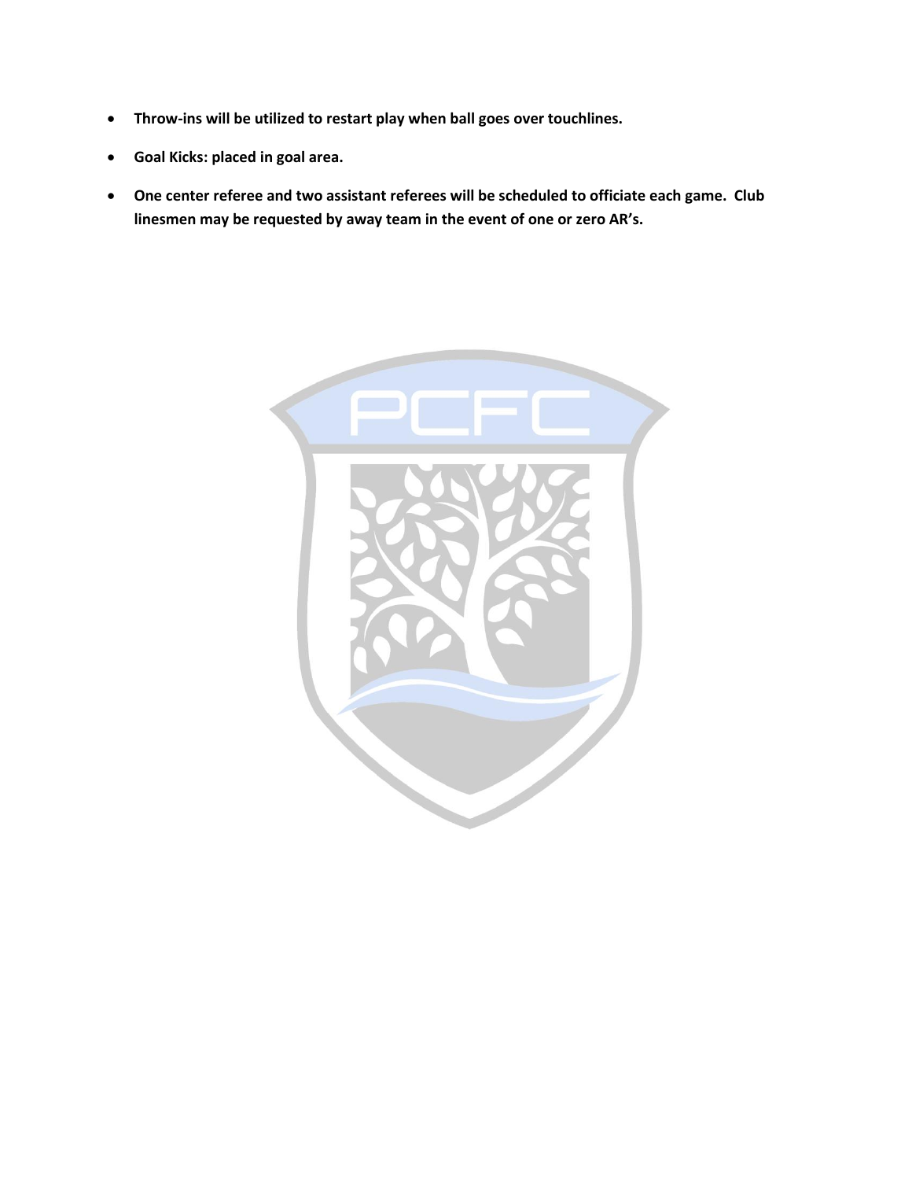- **Throw-ins will be utilized to restart play when ball goes over touchlines.**
- **Goal Kicks: placed in goal area.**
- **One center referee and two assistant referees will be scheduled to officiate each game. Club linesmen may be requested by away team in the event of one or zero AR's.**